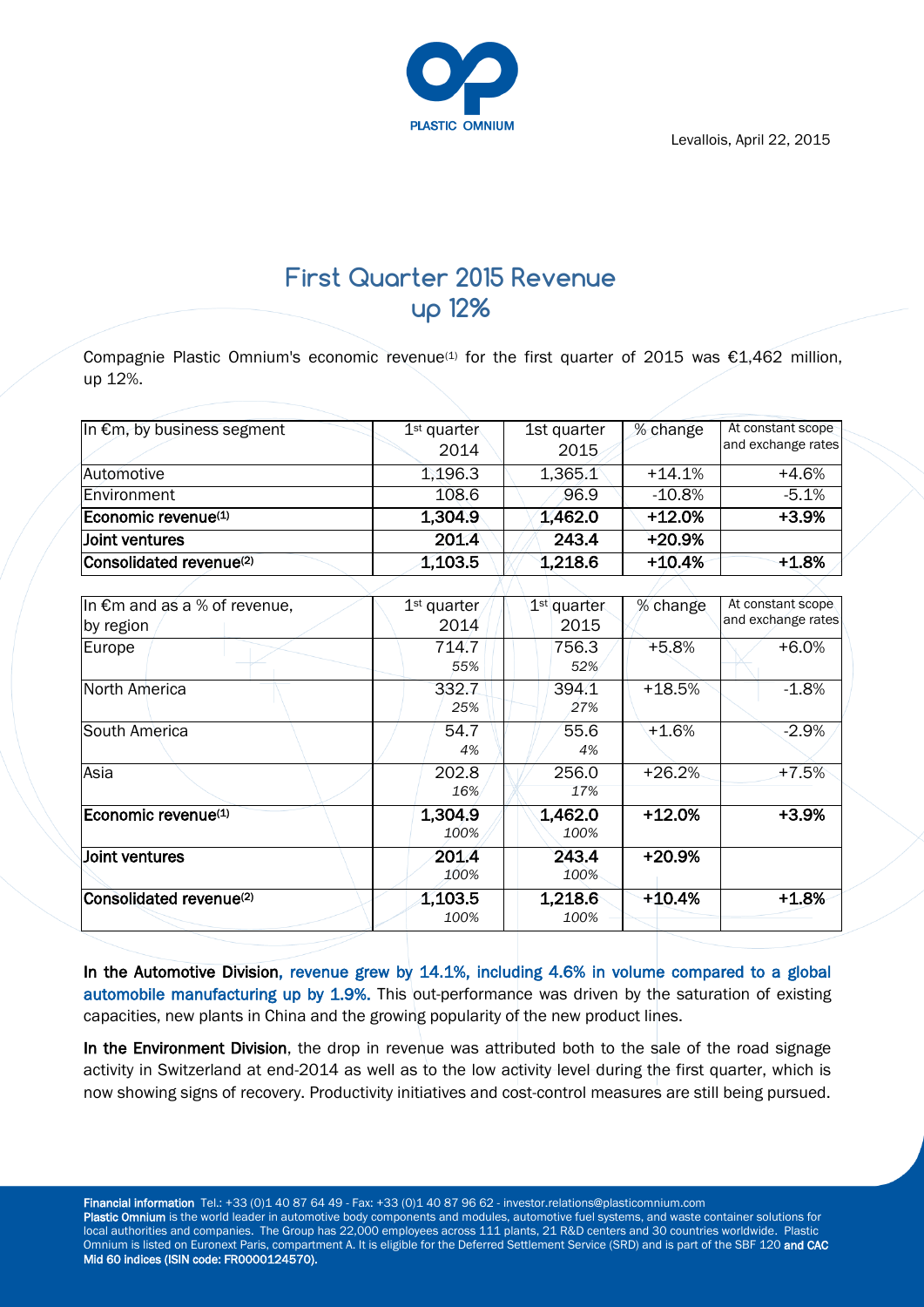Levallois, April 22, 2015

# First Quarter 2015 Revenue up 12%

Compagnie Plastic Omnium's economic revenue(1) for the first quarter of 2015 was €1,462 million, up 12%.

| In €m, by business segment | 1st quarter 2014 | 1st quarter 2015 | % change | At constant scope and exchange rates |
|---|---|---|---|---|
| Automotive | 1,196.3 | 1,365.1 | +14.1% | +4.6% |
| Environment | 108.6 | 96.9 | -10.8% | -5.1% |
| **Economic revenue(1)** | **1,304.9** | **1,462.0** | **+12.0%** | **+3.9%** |
| **Joint ventures** | **201.4** | **243.4** | **+20.9%** | |
| **Consolidated revenue(2)** | **1,103.5** | **1,218.6** | **+10.4%** | **+1.8%** |

| In €m and as a % of revenue, by region | 1st quarter 2014 | 1st quarter 2015 | % change | At constant scope and exchange rates |
|---|---|---|---|---|
| Europe | 714.7<br>*55%* | 756.3<br>*52%* | +5.8% | +6.0% |
| North America | 332.7<br>*25%* | 394.1<br>*27%* | +18.5% | -1.8% |
| South America | 54.7<br>*4%* | 55.6<br>*4%* | +1.6% | -2.9% |
| Asia | 202.8<br>*16%* | 256.0<br>*17%* | +26.2% | +7.5% |
| **Economic revenue(1)** | **1,304.9**<br>*100%* | **1,462.0**<br>*100%* | **+12.0%** | **+3.9%** |
| **Joint ventures** | **201.4**<br>*100%* | **243.4**<br>*100%* | **+20.9%** | |
| **Consolidated revenue(2)** | **1,103.5**<br>*100%* | **1,218.6**<br>*100%* | **+10.4%** | **+1.8%** |

**In the Automotive Division**, revenue grew by 14.1%, including 4.6% in volume compared to a global automobile manufacturing up by 1.9%. This out-performance was driven by the saturation of existing capacities, new plants in China and the growing popularity of the new product lines.

**In the Environment Division**, the drop in revenue was attributed both to the sale of the road signage activity in Switzerland at end-2014 as well as to the low activity level during the first quarter, which is now showing signs of recovery. Productivity initiatives and cost-control measures are still being pursued.

**Financial information** Tel.: +33 (0)1 40 87 64 49 - Fax: +33 (0)1 40 87 96 62 - investor.relations@plasticomnium.com
**Plastic Omnium** is the world leader in automotive body components and modules, automotive fuel systems, and waste container solutions for local authorities and companies. The Group has 22,000 employees across 111 plants, 21 R&D centers and 30 countries worldwide. Plastic Omnium is listed on Euronext Paris, compartment A. It is eligible for the Deferred Settlement Service (SRD) and is part of the SBF 120 **and CAC Mid 60 indices (ISIN code: FR0000124570).**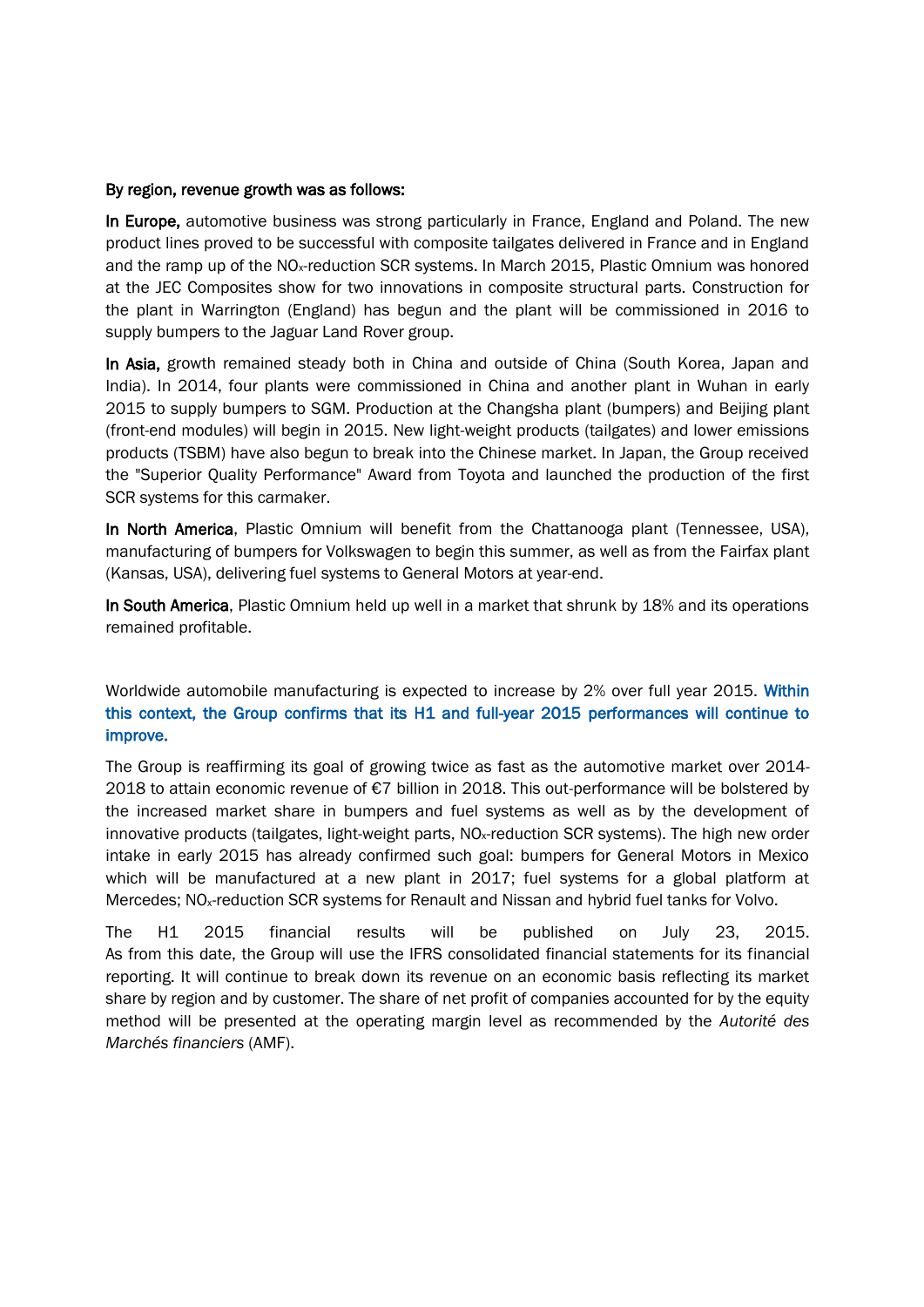**By region, revenue growth was as follows:**

**In Europe,** automotive business was strong particularly in France, England and Poland. The new product lines proved to be successful with composite tailgates delivered in France and in England and the ramp up of the $NO_x$-reduction SCR systems. In March 2015, Plastic Omnium was honored at the JEC Composites show for two innovations in composite structural parts. Construction for the plant in Warrington (England) has begun and the plant will be commissioned in 2016 to supply bumpers to the Jaguar Land Rover group.

**In Asia,** growth remained steady both in China and outside of China (South Korea, Japan and India). In 2014, four plants were commissioned in China and another plant in Wuhan in early 2015 to supply bumpers to SGM. Production at the Changsha plant (bumpers) and Beijing plant (front-end modules) will begin in 2015. New light-weight products (tailgates) and lower emissions products (TSBM) have also begun to break into the Chinese market. In Japan, the Group received the "Superior Quality Performance" Award from Toyota and launched the production of the first SCR systems for this carmaker.

**In North America**, Plastic Omnium will benefit from the Chattanooga plant (Tennessee, USA), manufacturing of bumpers for Volkswagen to begin this summer, as well as from the Fairfax plant (Kansas, USA), delivering fuel systems to General Motors at year-end.

**In South America**, Plastic Omnium held up well in a market that shrunk by 18% and its operations remained profitable.

Worldwide automobile manufacturing is expected to increase by 2% over full year 2015. **Within this context, the Group confirms that its H1 and full-year 2015 performances will continue to improve.**

The Group is reaffirming its goal of growing twice as fast as the automotive market over 2014-2018 to attain economic revenue of €7 billion in 2018. This out-performance will be bolstered by the increased market share in bumpers and fuel systems as well as by the development of innovative products (tailgates, light-weight parts, $NO_x$-reduction SCR systems). The high new order intake in early 2015 has already confirmed such goal: bumpers for General Motors in Mexico which will be manufactured at a new plant in 2017; fuel systems for a global platform at Mercedes; $NO_x$-reduction SCR systems for Renault and Nissan and hybrid fuel tanks for Volvo.

The H1 2015 financial results will be published on July 23, 2015. As from this date, the Group will use the IFRS consolidated financial statements for its financial reporting. It will continue to break down its revenue on an economic basis reflecting its market share by region and by customer. The share of net profit of companies accounted for by the equity method will be presented at the operating margin level as recommended by the *Autorité des Marchés financiers* (AMF).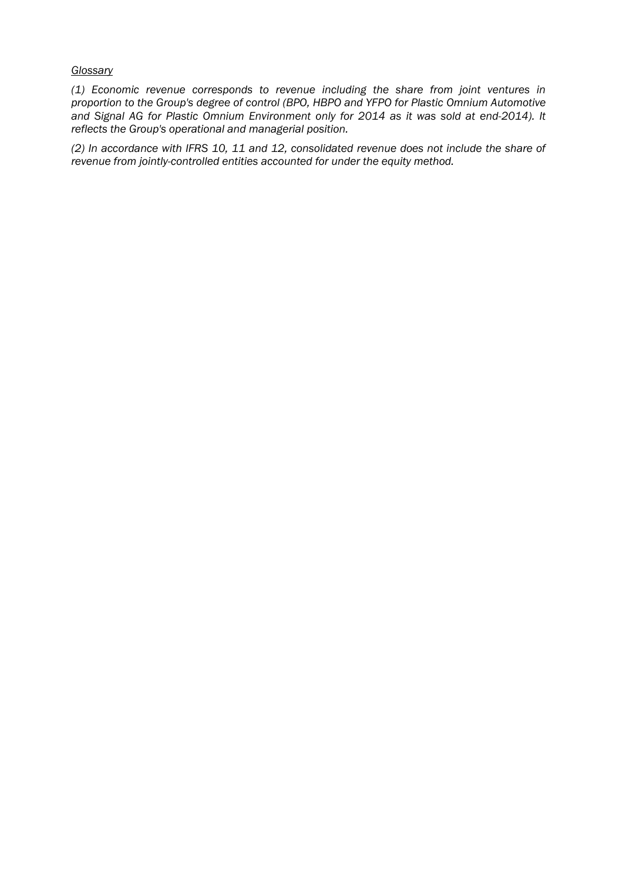*Glossary*

*(1) Economic revenue corresponds to revenue including the share from joint ventures in proportion to the Group's degree of control (BPO, HBPO and YFPO for Plastic Omnium Automotive and Signal AG for Plastic Omnium Environment only for 2014 as it was sold at end-2014). It reflects the Group's operational and managerial position.*

*(2) In accordance with IFRS 10, 11 and 12, consolidated revenue does not include the share of revenue from jointly-controlled entities accounted for under the equity method.*